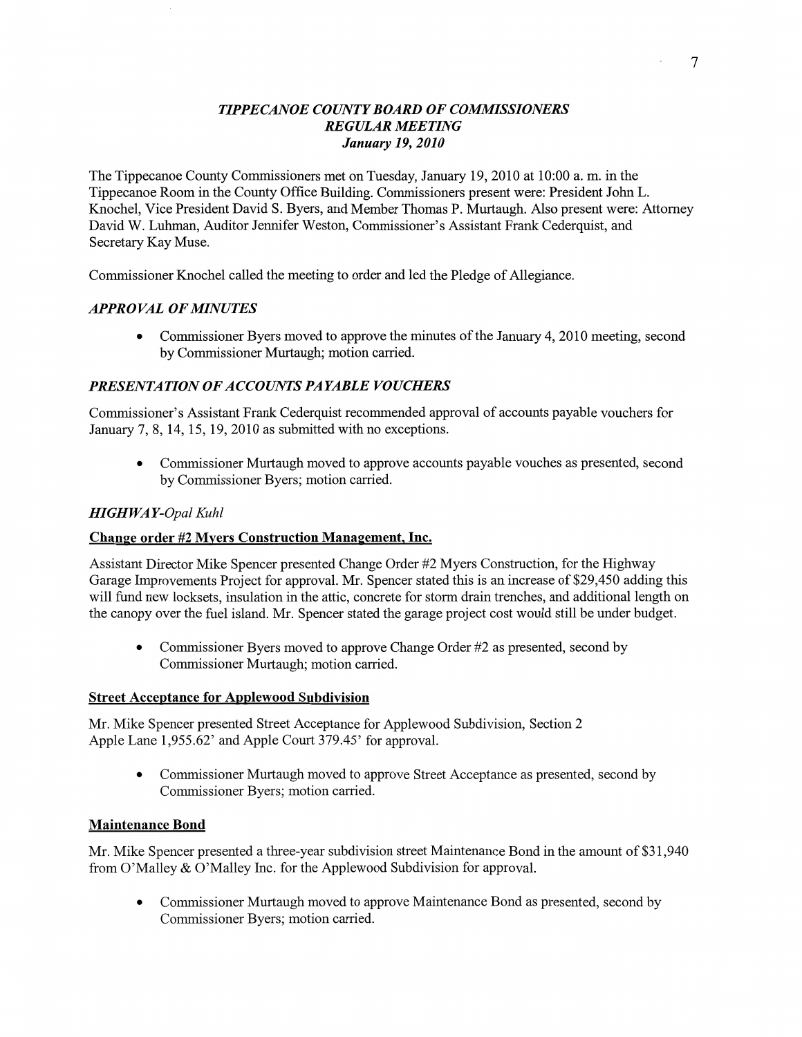# *TIPPECANOE COUNTY BOARD OF COMMISSIONERS*
## *REGULAR MEETING*
### *January 19, 2010*

The Tippecanoe County Commissioners met on Tuesday, January 19, 2010 at 10:00 a. m. in the Tippecanoe Room in the County Office Building. Commissioners present were: President John L. Knochel, Vice President David S. Byers, and Member Thomas P. Murtaugh. Also present were: Attorney David W. Luhman, Auditor Jennifer Weston, Commissioner's Assistant Frank Cederquist, and Secretary Kay Muse.

Commissioner Knochel called the meeting to order and led the Pledge of Allegiance.

## *APPROVAL OF MINUTES*

- Commissioner Byers moved to approve the minutes of the January 4, 2010 meeting, second by Commissioner Murtaugh; motion carried.

## *PRESENTATION OF ACCOUNTS PAYABLE VOUCHERS*

Commissioner's Assistant Frank Cederquist recommended approval of accounts payable vouchers for January 7, 8, 14, 15, 19, 2010 as submitted with no exceptions.

- Commissioner Murtaugh moved to approve accounts payable vouches as presented, second by Commissioner Byers; motion carried.

## *HIGHWAY-Opal Kuhl*

### Change order #2 Myers Construction Management, Inc.

Assistant Director Mike Spencer presented Change Order #2 Myers Construction, for the Highway Garage Improvements Project for approval. Mr. Spencer stated this is an increase of $29,450 adding this will fund new locksets, insulation in the attic, concrete for storm drain trenches, and additional length on the canopy over the fuel island. Mr. Spencer stated the garage project cost would still be under budget.

- Commissioner Byers moved to approve Change Order #2 as presented, second by Commissioner Murtaugh; motion carried.

### Street Acceptance for Applewood Subdivision

Mr. Mike Spencer presented Street Acceptance for Applewood Subdivision, Section 2 Apple Lane 1,955.62' and Apple Court 379.45' for approval.

- Commissioner Murtaugh moved to approve Street Acceptance as presented, second by Commissioner Byers; motion carried.

### Maintenance Bond

Mr. Mike Spencer presented a three-year subdivision street Maintenance Bond in the amount of $31,940 from O'Malley & O'Malley Inc. for the Applewood Subdivision for approval.

- Commissioner Murtaugh moved to approve Maintenance Bond as presented, second by Commissioner Byers; motion carried.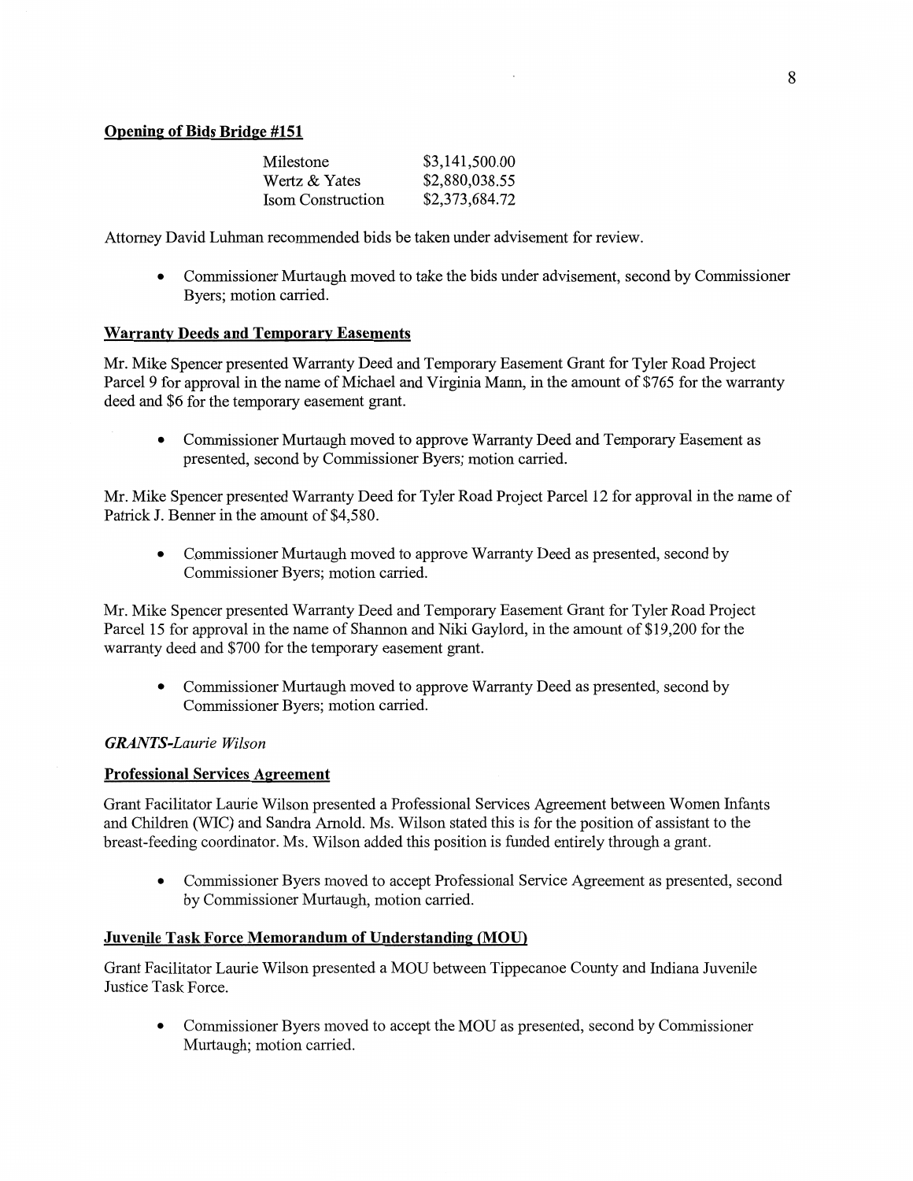**Opening of Bids Bridge #151**

| | |
|---|---|
| Milestone | $3,141,500.00 |
| Wertz & Yates | $2,880,038.55 |
| Isom Construction | $2,373,684.72 |

Attorney David Luhman recommended bids be taken under advisement for review.

- Commissioner Murtaugh moved to take the bids under advisement, second by Commissioner Byers; motion carried.

**Warranty Deeds and Temporary Easements**

Mr. Mike Spencer presented Warranty Deed and Temporary Easement Grant for Tyler Road Project Parcel 9 for approval in the name of Michael and Virginia Mann, in the amount of $765 for the warranty deed and $6 for the temporary easement grant.

- Commissioner Murtaugh moved to approve Warranty Deed and Temporary Easement as presented, second by Commissioner Byers; motion carried.

Mr. Mike Spencer presented Warranty Deed for Tyler Road Project Parcel 12 for approval in the name of Patrick J. Benner in the amount of $4,580.

- Commissioner Murtaugh moved to approve Warranty Deed as presented, second by Commissioner Byers; motion carried.

Mr. Mike Spencer presented Warranty Deed and Temporary Easement Grant for Tyler Road Project Parcel 15 for approval in the name of Shannon and Niki Gaylord, in the amount of $19,200 for the warranty deed and $700 for the temporary easement grant.

- Commissioner Murtaugh moved to approve Warranty Deed as presented, second by Commissioner Byers; motion carried.

***GRANTS****-Laurie Wilson*

**Professional Services Agreement**

Grant Facilitator Laurie Wilson presented a Professional Services Agreement between Women Infants and Children (WIC) and Sandra Arnold. Ms. Wilson stated this is for the position of assistant to the breast-feeding coordinator. Ms. Wilson added this position is funded entirely through a grant.

- Commissioner Byers moved to accept Professional Service Agreement as presented, second by Commissioner Murtaugh, motion carried.

**Juvenile Task Force Memorandum of Understanding (MOU)**

Grant Facilitator Laurie Wilson presented a MOU between Tippecanoe County and Indiana Juvenile Justice Task Force.

- Commissioner Byers moved to accept the MOU as presented, second by Commissioner Murtaugh; motion carried.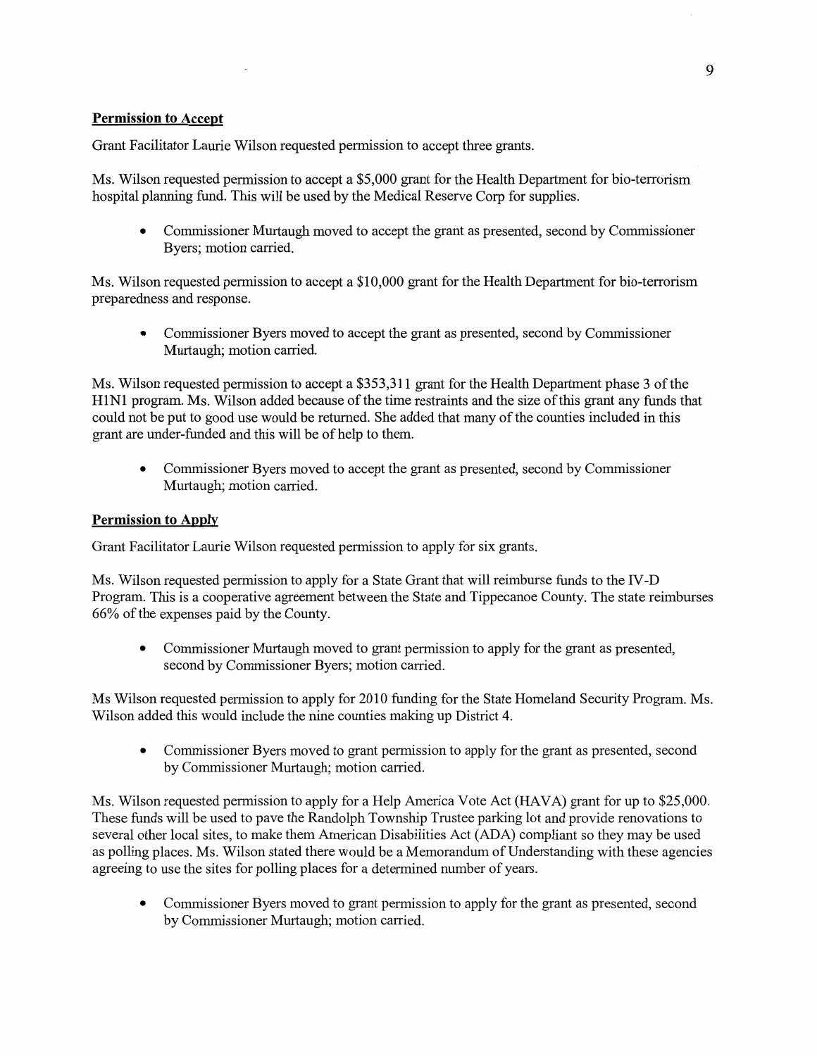**Permission to Accept**

Grant Facilitator Laurie Wilson requested permission to accept three grants.

Ms. Wilson requested permission to accept a $5,000 grant for the Health Department for bio-terrorism hospital planning fund. This will be used by the Medical Reserve Corp for supplies.

- Commissioner Murtaugh moved to accept the grant as presented, second by Commissioner Byers; motion carried.

Ms. Wilson requested permission to accept a $10,000 grant for the Health Department for bio-terrorism preparedness and response.

- Commissioner Byers moved to accept the grant as presented, second by Commissioner Murtaugh; motion carried.

Ms. Wilson requested permission to accept a $353,311 grant for the Health Department phase 3 of the H1N1 program. Ms. Wilson added because of the time restraints and the size of this grant any funds that could not be put to good use would be returned. She added that many of the counties included in this grant are under-funded and this will be of help to them.

- Commissioner Byers moved to accept the grant as presented, second by Commissioner Murtaugh; motion carried.

**Permission to Apply**

Grant Facilitator Laurie Wilson requested permission to apply for six grants.

Ms. Wilson requested permission to apply for a State Grant that will reimburse funds to the IV-D Program. This is a cooperative agreement between the State and Tippecanoe County. The state reimburses 66% of the expenses paid by the County.

- Commissioner Murtaugh moved to grant permission to apply for the grant as presented, second by Commissioner Byers; motion carried.

Ms Wilson requested permission to apply for 2010 funding for the State Homeland Security Program. Ms. Wilson added this would include the nine counties making up District 4.

- Commissioner Byers moved to grant permission to apply for the grant as presented, second by Commissioner Murtaugh; motion carried.

Ms. Wilson requested permission to apply for a Help America Vote Act (HAVA) grant for up to $25,000. These funds will be used to pave the Randolph Township Trustee parking lot and provide renovations to several other local sites, to make them American Disabilities Act (ADA) compliant so they may be used as polling places. Ms. Wilson stated there would be a Memorandum of Understanding with these agencies agreeing to use the sites for polling places for a determined number of years.

- Commissioner Byers moved to grant permission to apply for the grant as presented, second by Commissioner Murtaugh; motion carried.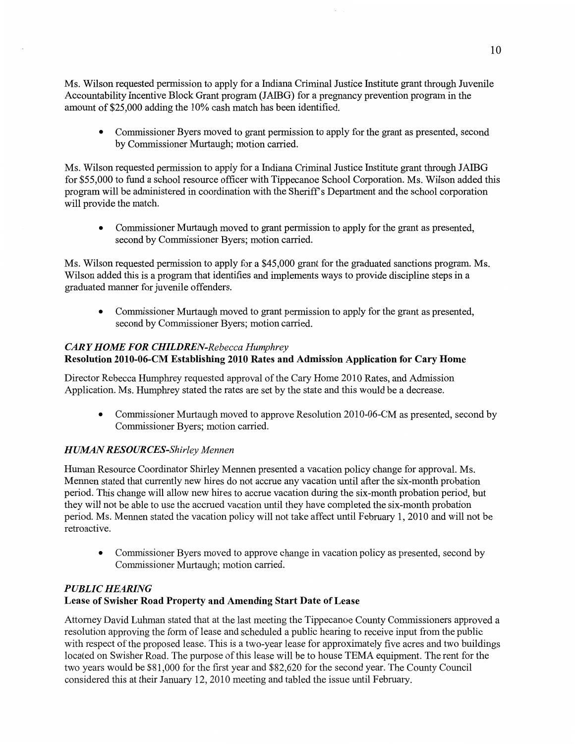Ms. Wilson requested permission to apply for a Indiana Criminal Justice Institute grant through Juvenile Accountability Incentive Block Grant program (JAIBG) for a pregnancy prevention program in the amount of $25,000 adding the 10% cash match has been identified.

- Commissioner Byers moved to grant permission to apply for the grant as presented, second by Commissioner Murtaugh; motion carried.

Ms. Wilson requested permission to apply for a Indiana Criminal Justice Institute grant through JAIBG for $55,000 to fund a school resource officer with Tippecanoe School Corporation. Ms. Wilson added this program will be administered in coordination with the Sheriff's Department and the school corporation will provide the match.

- Commissioner Murtaugh moved to grant permission to apply for the grant as presented, second by Commissioner Byers; motion carried.

Ms. Wilson requested permission to apply for a $45,000 grant for the graduated sanctions program. Ms. Wilson added this is a program that identifies and implements ways to provide discipline steps in a graduated manner for juvenile offenders.

- Commissioner Murtaugh moved to grant permission to apply for the grant as presented, second by Commissioner Byers; motion carried.

### *CARY HOME FOR CHILDREN-Rebecca Humphrey*

**Resolution 2010-06-CM Establishing 2010 Rates and Admission Application for Cary Home**

Director Rebecca Humphrey requested approval of the Cary Home 2010 Rates, and Admission Application. Ms. Humphrey stated the rates are set by the state and this would be a decrease.

- Commissioner Murtaugh moved to approve Resolution 2010-06-CM as presented, second by Commissioner Byers; motion carried.

### *HUMAN RESOURCES-Shirley Mennen*

Human Resource Coordinator Shirley Mennen presented a vacation policy change for approval. Ms. Mennen stated that currently new hires do not accrue any vacation until after the six-month probation period. This change will allow new hires to accrue vacation during the six-month probation period, but they will not be able to use the accrued vacation until they have completed the six-month probation period. Ms. Mennen stated the vacation policy will not take affect until February 1, 2010 and will not be retroactive.

- Commissioner Byers moved to approve change in vacation policy as presented, second by Commissioner Murtaugh; motion carried.

### *PUBLIC HEARING*

**Lease of Swisher Road Property and Amending Start Date of Lease**

Attorney David Luhman stated that at the last meeting the Tippecanoe County Commissioners approved a resolution approving the form of lease and scheduled a public hearing to receive input from the public with respect of the proposed lease. This is a two-year lease for approximately five acres and two buildings located on Swisher Road. The purpose of this lease will be to house TEMA equipment. The rent for the two years would be $81,000 for the first year and $82,620 for the second year. The County Council considered this at their January 12, 2010 meeting and tabled the issue until February.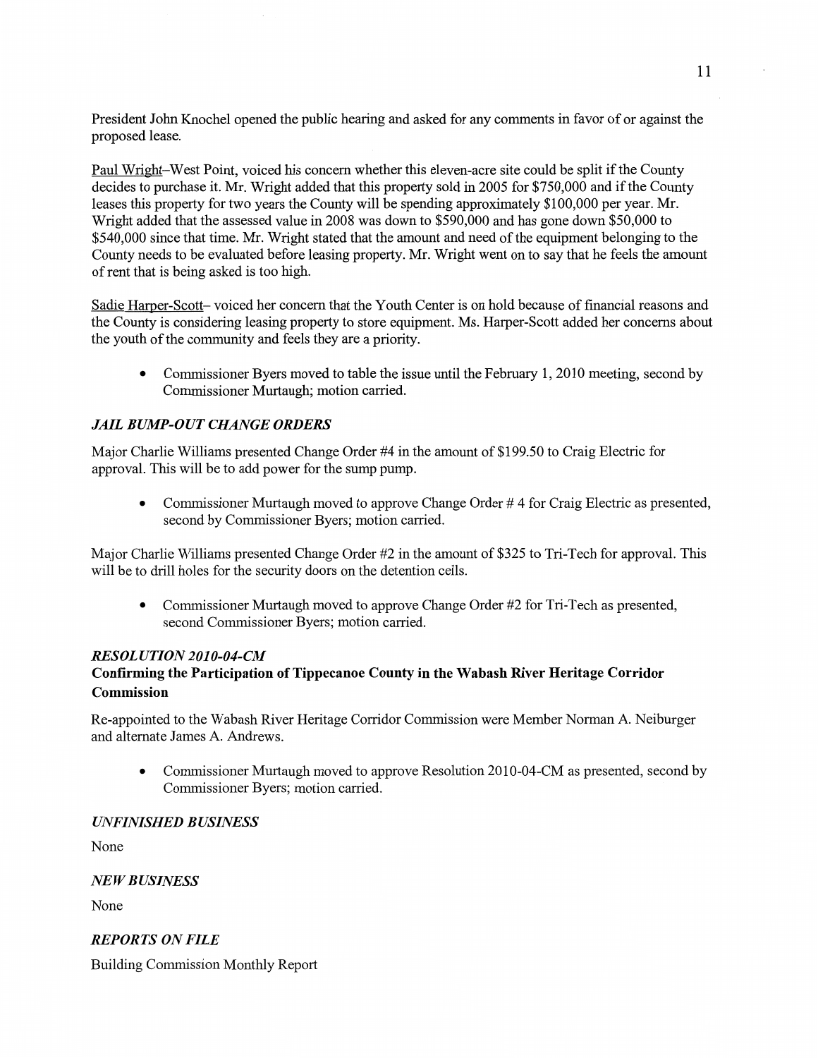President John Knochel opened the public hearing and asked for any comments in favor of or against the proposed lease.

Paul Wright–West Point, voiced his concern whether this eleven-acre site could be split if the County decides to purchase it. Mr. Wright added that this property sold in 2005 for $750,000 and if the County leases this property for two years the County will be spending approximately $100,000 per year. Mr. Wright added that the assessed value in 2008 was down to $590,000 and has gone down $50,000 to $540,000 since that time. Mr. Wright stated that the amount and need of the equipment belonging to the County needs to be evaluated before leasing property. Mr. Wright went on to say that he feels the amount of rent that is being asked is too high.

Sadie Harper-Scott– voiced her concern that the Youth Center is on hold because of financial reasons and the County is considering leasing property to store equipment. Ms. Harper-Scott added her concerns about the youth of the community and feels they are a priority.

- Commissioner Byers moved to table the issue until the February 1, 2010 meeting, second by Commissioner Murtaugh; motion carried.

### *JAIL BUMP-OUT CHANGE ORDERS*

Major Charlie Williams presented Change Order #4 in the amount of $199.50 to Craig Electric for approval. This will be to add power for the sump pump.

- Commissioner Murtaugh moved to approve Change Order # 4 for Craig Electric as presented, second by Commissioner Byers; motion carried.

Major Charlie Williams presented Change Order #2 in the amount of $325 to Tri-Tech for approval. This will be to drill holes for the security doors on the detention cells.

- Commissioner Murtaugh moved to approve Change Order #2 for Tri-Tech as presented, second Commissioner Byers; motion carried.

### *RESOLUTION 2010-04-CM*

**Confirming the Participation of Tippecanoe County in the Wabash River Heritage Corridor Commission**

Re-appointed to the Wabash River Heritage Corridor Commission were Member Norman A. Neiburger and alternate James A. Andrews.

- Commissioner Murtaugh moved to approve Resolution 2010-04-CM as presented, second by Commissioner Byers; motion carried.

### *UNFINISHED BUSINESS*

None

### *NEW BUSINESS*

None

### *REPORTS ON FILE*

Building Commission Monthly Report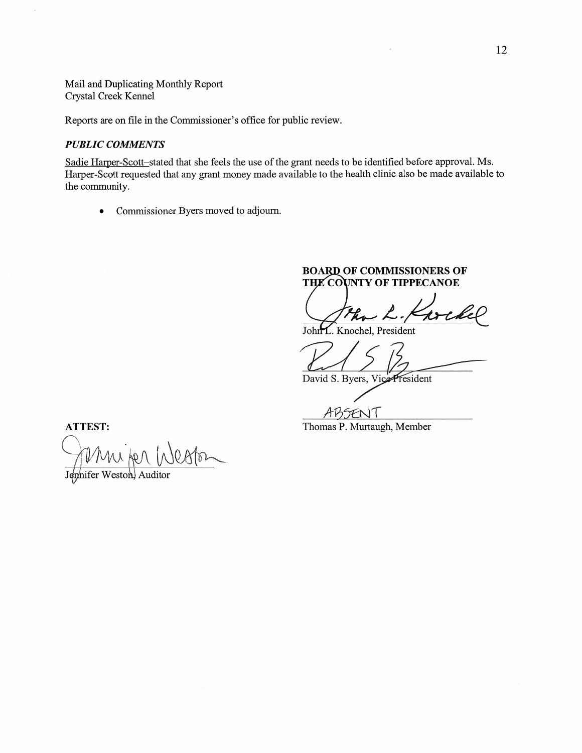Mail and Duplicating Monthly Report
Crystal Creek Kennel

Reports are on file in the Commissioner's office for public review.

### *PUBLIC COMMENTS*

Sadie Harper-Scott–stated that she feels the use of the grant needs to be identified before approval. Ms. Harper-Scott requested that any grant money made available to the health clinic also be made available to the community.

- Commissioner Byers moved to adjourn.

**BOARD OF COMMISSIONERS OF THE COUNTY OF TIPPECANOE**

John L. Knochel, President

David S. Byers, Vice President

ABSENT
Thomas P. Murtaugh, Member

**ATTEST:**

Jennifer Weston, Auditor